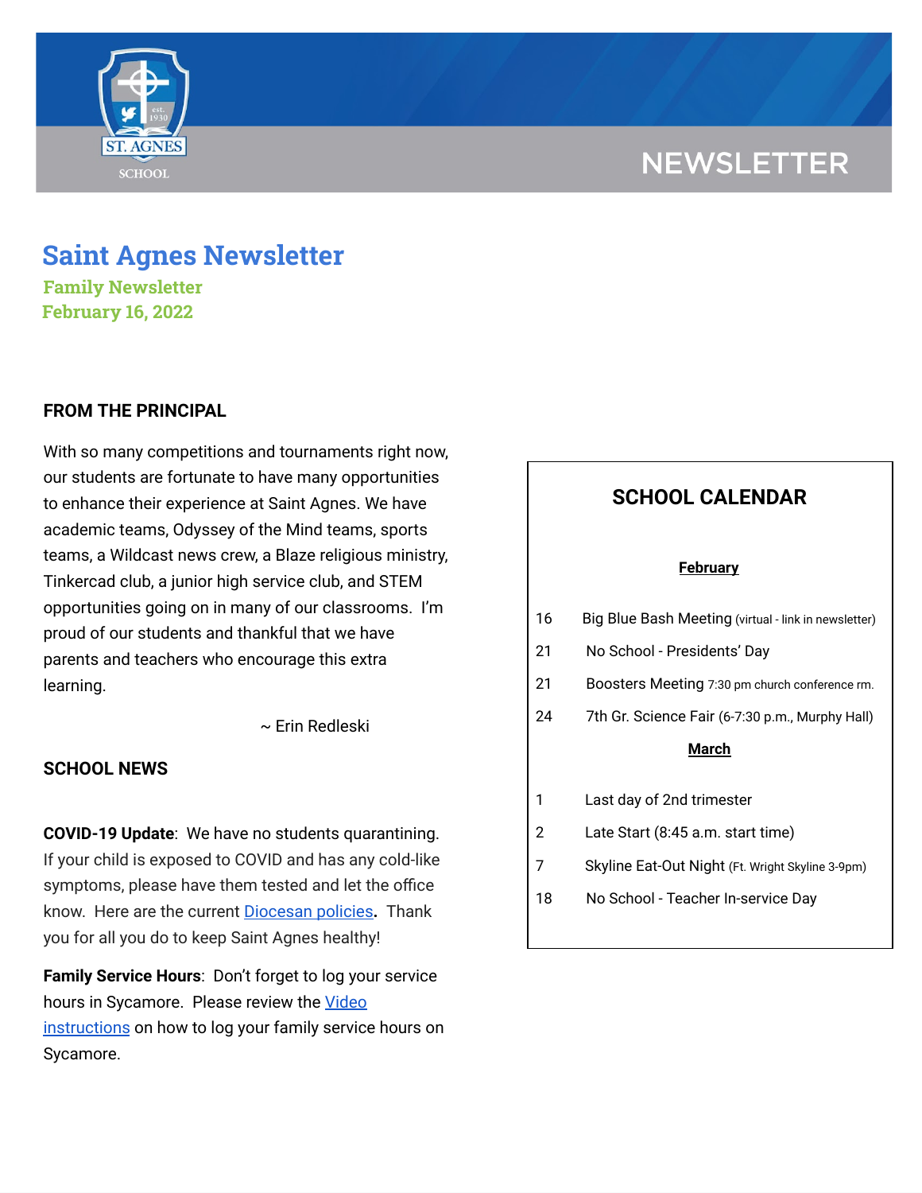NEWSLETTER

# Saint Agnes Newsletter

**Family Newsletter**
**February 16, 2022**

## FROM THE PRINCIPAL

With so many competitions and tournaments right now, our students are fortunate to have many opportunities to enhance their experience at Saint Agnes. We have academic teams, Odyssey of the Mind teams, sports teams, a Wildcast news crew, a Blaze religious ministry, Tinkercad club, a junior high service club, and STEM opportunities going on in many of our classrooms. I'm proud of our students and thankful that we have parents and teachers who encourage this extra learning.

~ Erin Redleski

## SCHOOL NEWS

**COVID-19 Update**: We have no students quarantining. If your child is exposed to COVID and has any cold-like symptoms, please have them tested and let the office know. Here are the current Diocesan policies**.** Thank you for all you do to keep Saint Agnes healthy!

**Family Service Hours**: Don't forget to log your service hours in Sycamore. Please review the Video instructions on how to log your family service hours on Sycamore.

## SCHOOL CALENDAR

**February**

| | |
|---|---|
| 16 | Big Blue Bash Meeting (virtual - link in newsletter) |
| 21 | No School - Presidents' Day |
| 21 | Boosters Meeting 7:30 pm church conference rm. |
| 24 | 7th Gr. Science Fair (6-7:30 p.m., Murphy Hall) |

**March**

| | |
|---|---|
| 1 | Last day of 2nd trimester |
| 2 | Late Start (8:45 a.m. start time) |
| 7 | Skyline Eat-Out Night (Ft. Wright Skyline 3-9pm) |
| 18 | No School - Teacher In-service Day |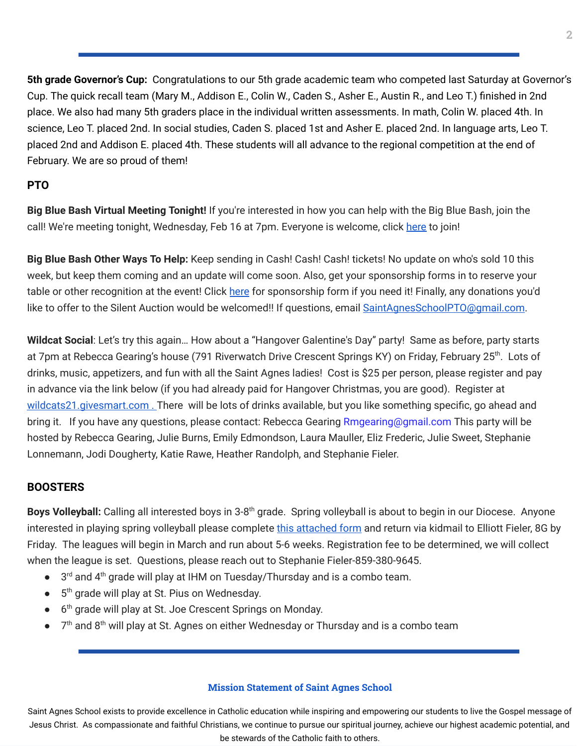**5th grade Governor's Cup:** Congratulations to our 5th grade academic team who competed last Saturday at Governor's Cup. The quick recall team (Mary M., Addison E., Colin W., Caden S., Asher E., Austin R., and Leo T.) finished in 2nd place. We also had many 5th graders place in the individual written assessments. In math, Colin W. placed 4th. In science, Leo T. placed 2nd. In social studies, Caden S. placed 1st and Asher E. placed 2nd. In language arts, Leo T. placed 2nd and Addison E. placed 4th. These students will all advance to the regional competition at the end of February. We are so proud of them!

## PTO

**Big Blue Bash Virtual Meeting Tonight!** If you're interested in how you can help with the Big Blue Bash, join the call! We're meeting tonight, Wednesday, Feb 16 at 7pm. Everyone is welcome, click here to join!

**Big Blue Bash Other Ways To Help:** Keep sending in Cash! Cash! Cash! tickets! No update on who's sold 10 this week, but keep them coming and an update will come soon. Also, get your sponsorship forms in to reserve your table or other recognition at the event! Click here for sponsorship form if you need it! Finally, any donations you'd like to offer to the Silent Auction would be welcomed!! If questions, email SaintAgnesSchoolPTO@gmail.com.

**Wildcat Social**: Let's try this again… How about a "Hangover Galentine's Day" party! Same as before, party starts at 7pm at Rebecca Gearing's house (791 Riverwatch Drive Crescent Springs KY) on Friday, February 25th. Lots of drinks, music, appetizers, and fun with all the Saint Agnes ladies! Cost is $25 per person, please register and pay in advance via the link below (if you had already paid for Hangover Christmas, you are good). Register at wildcats21.givesmart.com . There will be lots of drinks available, but you like something specific, go ahead and bring it. If you have any questions, please contact: Rebecca Gearing Rmgearing@gmail.com This party will be hosted by Rebecca Gearing, Julie Burns, Emily Edmondson, Laura Mauller, Eliz Frederic, Julie Sweet, Stephanie Lonnemann, Jodi Dougherty, Katie Rawe, Heather Randolph, and Stephanie Fieler.

## BOOSTERS

**Boys Volleyball:** Calling all interested boys in 3-8th grade. Spring volleyball is about to begin in our Diocese. Anyone interested in playing spring volleyball please complete this attached form and return via kidmail to Elliott Fieler, 8G by Friday. The leagues will begin in March and run about 5-6 weeks. Registration fee to be determined, we will collect when the league is set. Questions, please reach out to Stephanie Fieler-859-380-9645.

- 3rd and 4th grade will play at IHM on Tuesday/Thursday and is a combo team.
- 5th grade will play at St. Pius on Wednesday.
- 6th grade will play at St. Joe Crescent Springs on Monday.
- 7th and 8th will play at St. Agnes on either Wednesday or Thursday and is a combo team

**Mission Statement of Saint Agnes School**

Saint Agnes School exists to provide excellence in Catholic education while inspiring and empowering our students to live the Gospel message of Jesus Christ. As compassionate and faithful Christians, we continue to pursue our spiritual journey, achieve our highest academic potential, and be stewards of the Catholic faith to others.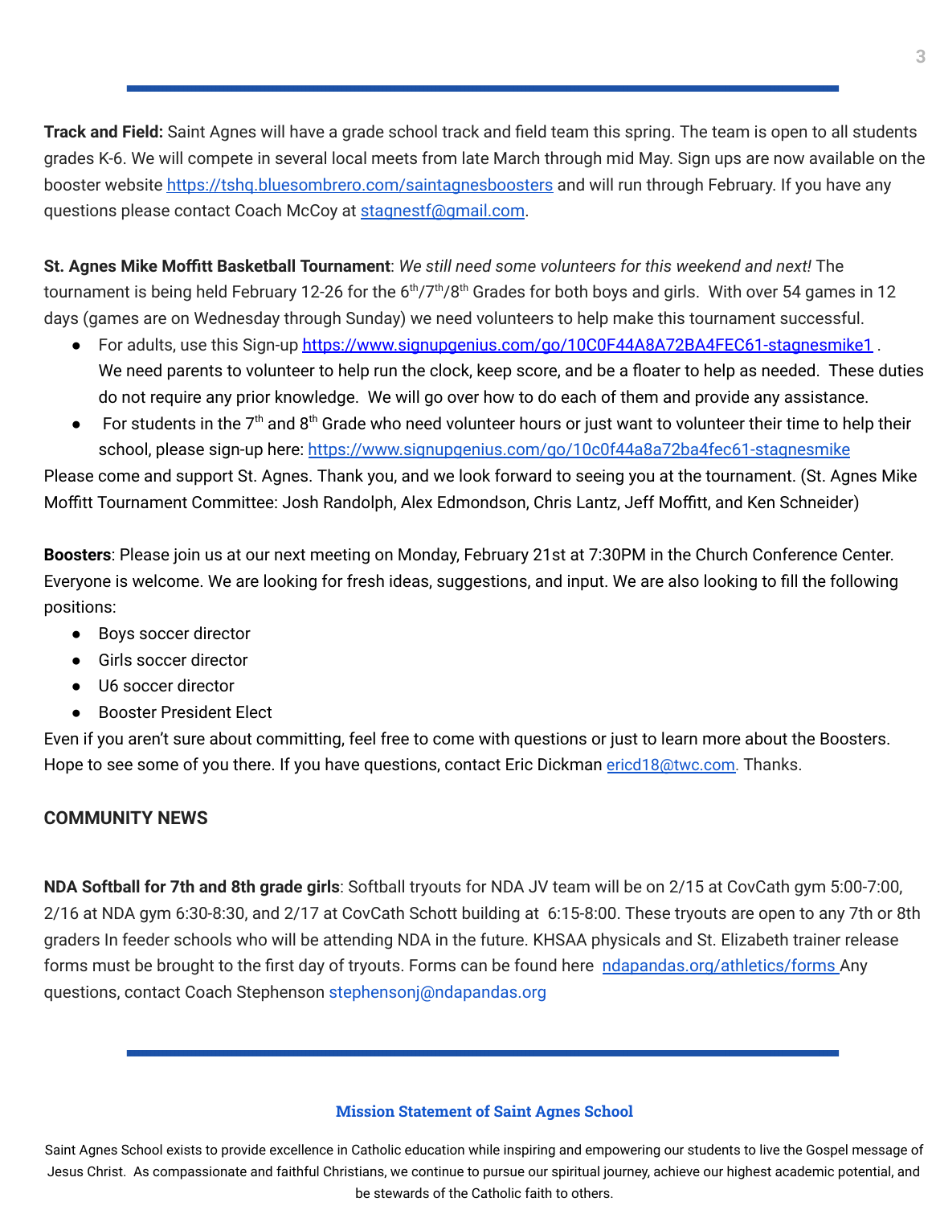**Track and Field:** Saint Agnes will have a grade school track and field team this spring. The team is open to all students grades K-6. We will compete in several local meets from late March through mid May. Sign ups are now available on the booster website https://tshq.bluesombrero.com/saintagnesboosters and will run through February. If you have any questions please contact Coach McCoy at stagnestf@gmail.com.

**St. Agnes Mike Moffitt Basketball Tournament**: *We still need some volunteers for this weekend and next!* The tournament is being held February 12-26 for the 6th/7th/8th Grades for both boys and girls. With over 54 games in 12 days (games are on Wednesday through Sunday) we need volunteers to help make this tournament successful.

- For adults, use this Sign-up https://www.signupgenius.com/go/10C0F44A8A72BA4FEC61-stagnesmike1 . We need parents to volunteer to help run the clock, keep score, and be a floater to help as needed. These duties do not require any prior knowledge. We will go over how to do each of them and provide any assistance.
- For students in the 7th and 8th Grade who need volunteer hours or just want to volunteer their time to help their school, please sign-up here: https://www.signupgenius.com/go/10c0f44a8a72ba4fec61-stagnesmike

Please come and support St. Agnes. Thank you, and we look forward to seeing you at the tournament. (St. Agnes Mike Moffitt Tournament Committee: Josh Randolph, Alex Edmondson, Chris Lantz, Jeff Moffitt, and Ken Schneider)

**Boosters**: Please join us at our next meeting on Monday, February 21st at 7:30PM in the Church Conference Center. Everyone is welcome. We are looking for fresh ideas, suggestions, and input. We are also looking to fill the following positions:

- Boys soccer director
- Girls soccer director
- U6 soccer director
- Booster President Elect

Even if you aren't sure about committing, feel free to come with questions or just to learn more about the Boosters. Hope to see some of you there. If you have questions, contact Eric Dickman ericd18@twc.com. Thanks.

## COMMUNITY NEWS

**NDA Softball for 7th and 8th grade girls**: Softball tryouts for NDA JV team will be on 2/15 at CovCath gym 5:00-7:00, 2/16 at NDA gym 6:30-8:30, and 2/17 at CovCath Schott building at 6:15-8:00. These tryouts are open to any 7th or 8th graders In feeder schools who will be attending NDA in the future. KHSAA physicals and St. Elizabeth trainer release forms must be brought to the first day of tryouts. Forms can be found here ndapandas.org/athletics/forms Any questions, contact Coach Stephenson stephensonj@ndapandas.org

**Mission Statement of Saint Agnes School**

Saint Agnes School exists to provide excellence in Catholic education while inspiring and empowering our students to live the Gospel message of Jesus Christ. As compassionate and faithful Christians, we continue to pursue our spiritual journey, achieve our highest academic potential, and be stewards of the Catholic faith to others.